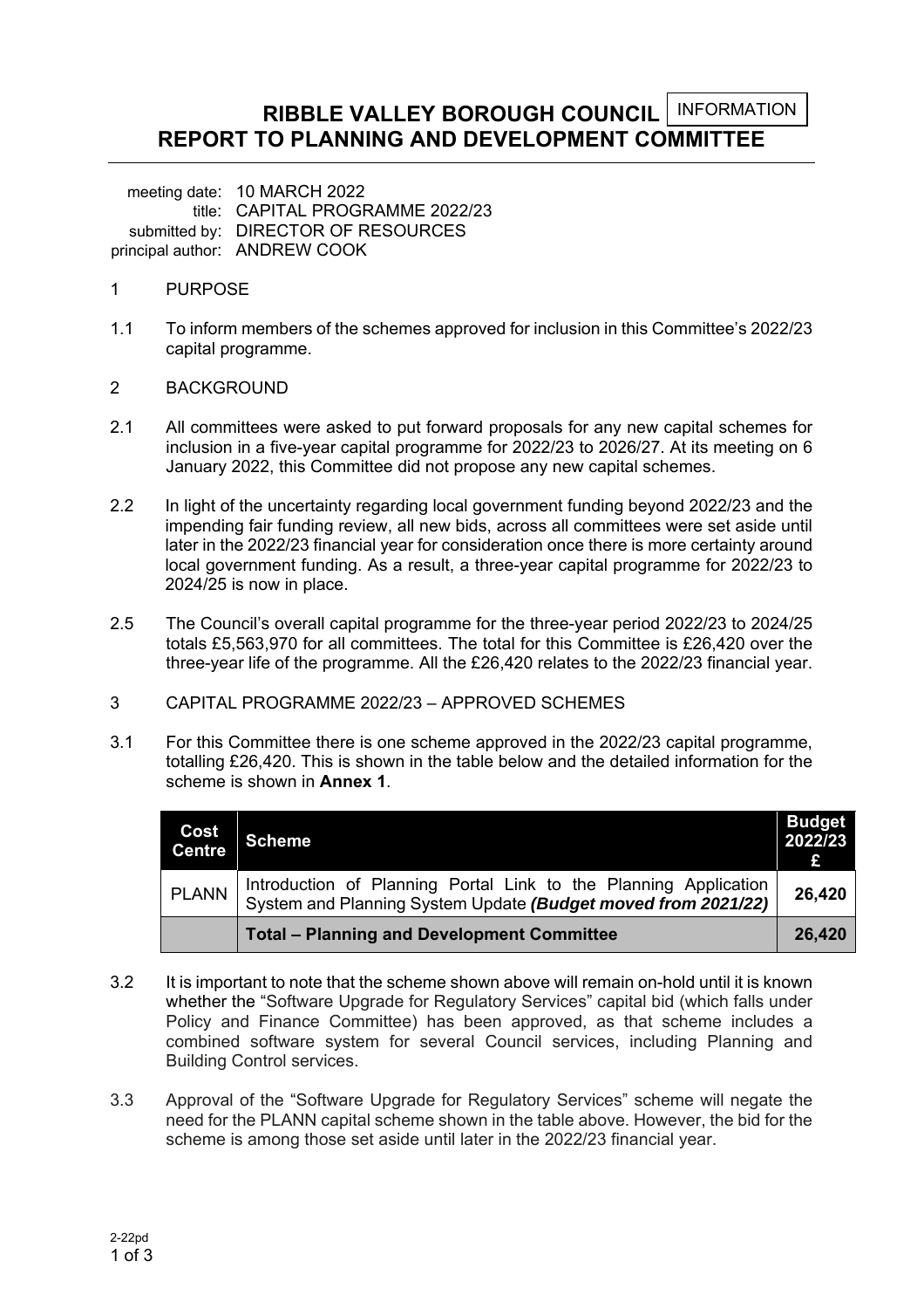INFORMATION

# RIBBLE VALLEY BOROUGH COUNCIL
# REPORT TO PLANNING AND DEVELOPMENT COMMITTEE

meeting date: 10 MARCH 2022
title: CAPITAL PROGRAMME 2022/23
submitted by: DIRECTOR OF RESOURCES
principal author: ANDREW COOK

## 1 PURPOSE

1.1 To inform members of the schemes approved for inclusion in this Committee's 2022/23 capital programme.

## 2 BACKGROUND

2.1 All committees were asked to put forward proposals for any new capital schemes for inclusion in a five-year capital programme for 2022/23 to 2026/27. At its meeting on 6 January 2022, this Committee did not propose any new capital schemes.

2.2 In light of the uncertainty regarding local government funding beyond 2022/23 and the impending fair funding review, all new bids, across all committees were set aside until later in the 2022/23 financial year for consideration once there is more certainty around local government funding. As a result, a three-year capital programme for 2022/23 to 2024/25 is now in place.

2.5 The Council's overall capital programme for the three-year period 2022/23 to 2024/25 totals £5,563,970 for all committees. The total for this Committee is £26,420 over the three-year life of the programme. All the £26,420 relates to the 2022/23 financial year.

## 3 CAPITAL PROGRAMME 2022/23 – APPROVED SCHEMES

3.1 For this Committee there is one scheme approved in the 2022/23 capital programme, totalling £26,420. This is shown in the table below and the detailed information for the scheme is shown in **Annex 1**.

| Cost Centre | Scheme | Budget 2022/23 £ |
|---|---|---|
| PLANN | Introduction of Planning Portal Link to the Planning Application System and Planning System Update ***(Budget moved from 2021/22)*** | 26,420 |
| | **Total – Planning and Development Committee** | **26,420** |

3.2 It is important to note that the scheme shown above will remain on-hold until it is known whether the "Software Upgrade for Regulatory Services" capital bid (which falls under Policy and Finance Committee) has been approved, as that scheme includes a combined software system for several Council services, including Planning and Building Control services.

3.3 Approval of the "Software Upgrade for Regulatory Services" scheme will negate the need for the PLANN capital scheme shown in the table above. However, the bid for the scheme is among those set aside until later in the 2022/23 financial year.

2-22pd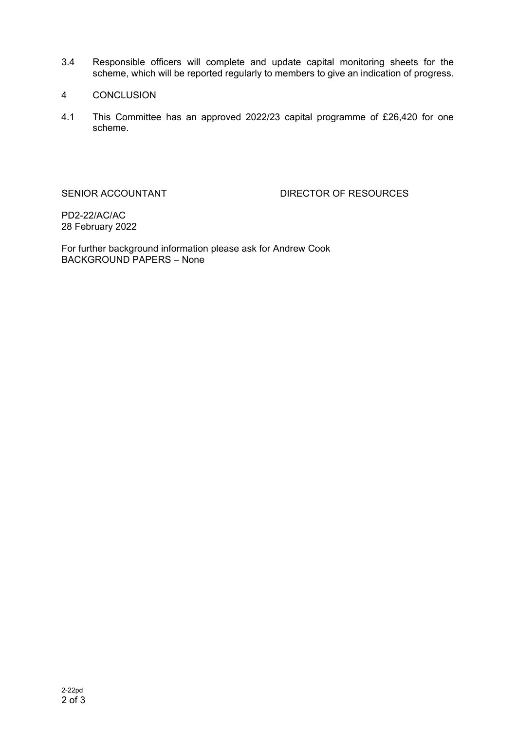3.4 Responsible officers will complete and update capital monitoring sheets for the scheme, which will be reported regularly to members to give an indication of progress.

## 4 CONCLUSION

4.1 This Committee has an approved 2022/23 capital programme of £26,420 for one scheme.

SENIOR ACCOUNTANT DIRECTOR OF RESOURCES

PD2-22/AC/AC
28 February 2022

For further background information please ask for Andrew Cook
BACKGROUND PAPERS – None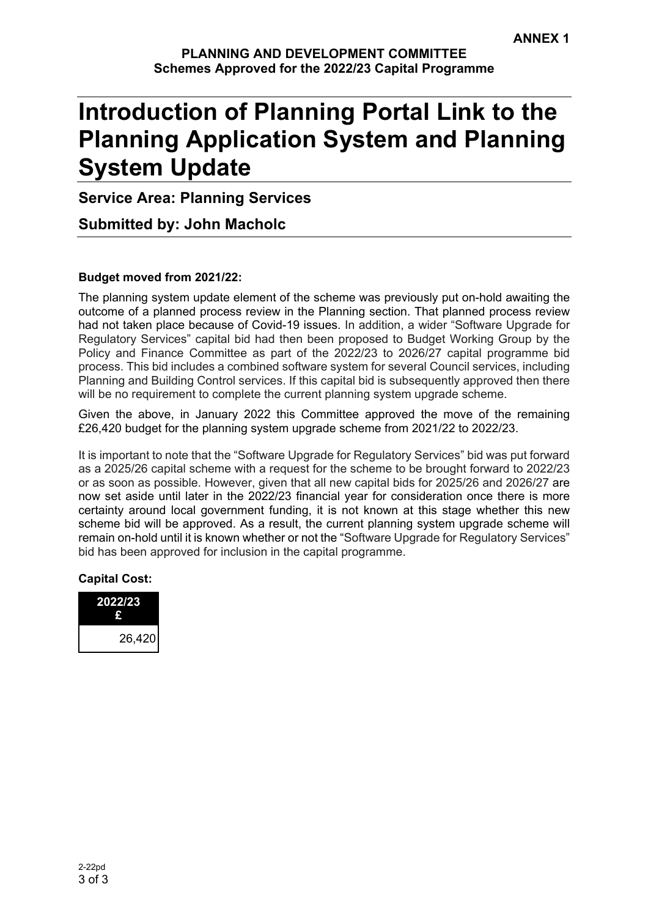**ANNEX 1**

**PLANNING AND DEVELOPMENT COMMITTEE**
**Schemes Approved for the 2022/23 Capital Programme**

# Introduction of Planning Portal Link to the Planning Application System and Planning System Update

## Service Area: Planning Services

## Submitted by: John Macholc

**Budget moved from 2021/22:**

The planning system update element of the scheme was previously put on-hold awaiting the outcome of a planned process review in the Planning section. That planned process review had not taken place because of Covid-19 issues. In addition, a wider "Software Upgrade for Regulatory Services" capital bid had then been proposed to Budget Working Group by the Policy and Finance Committee as part of the 2022/23 to 2026/27 capital programme bid process. This bid includes a combined software system for several Council services, including Planning and Building Control services. If this capital bid is subsequently approved then there will be no requirement to complete the current planning system upgrade scheme.

Given the above, in January 2022 this Committee approved the move of the remaining £26,420 budget for the planning system upgrade scheme from 2021/22 to 2022/23.

It is important to note that the "Software Upgrade for Regulatory Services" bid was put forward as a 2025/26 capital scheme with a request for the scheme to be brought forward to 2022/23 or as soon as possible. However, given that all new capital bids for 2025/26 and 2026/27 are now set aside until later in the 2022/23 financial year for consideration once there is more certainty around local government funding, it is not known at this stage whether this new scheme bid will be approved. As a result, the current planning system upgrade scheme will remain on-hold until it is known whether or not the "Software Upgrade for Regulatory Services" bid has been approved for inclusion in the capital programme.

**Capital Cost:**

| 2022/23 £ |
|---|
| 26,420 |